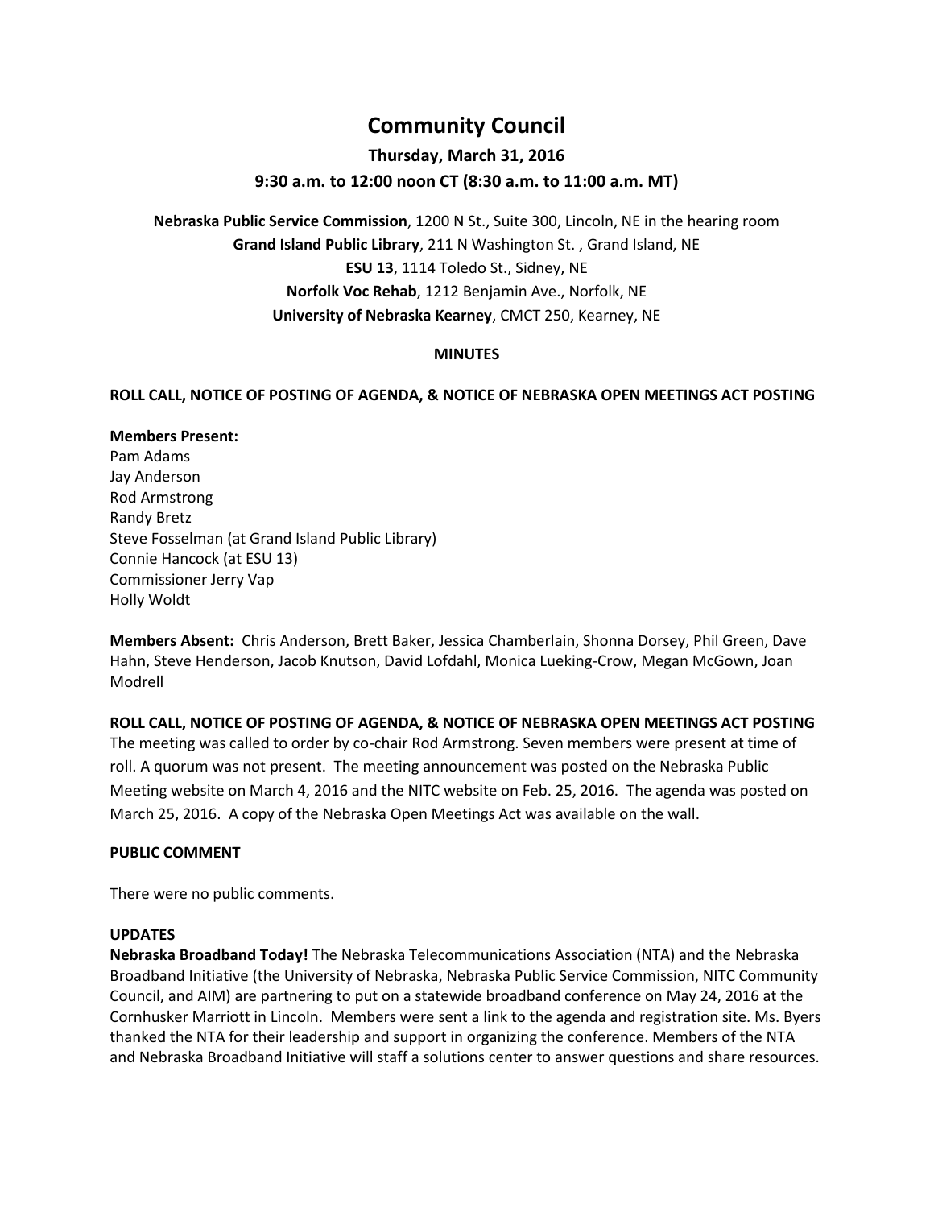# Community Council

### Thursday, March 31, 2016

### 9:30 a.m. to 12:00 noon CT (8:30 a.m. to 11:00 a.m. MT)

**Nebraska Public Service Commission**, 1200 N St., Suite 300, Lincoln, NE in the hearing room
**Grand Island Public Library**, 211 N Washington St. , Grand Island, NE
**ESU 13**, 1114 Toledo St., Sidney, NE
**Norfolk Voc Rehab**, 1212 Benjamin Ave., Norfolk, NE
**University of Nebraska Kearney**, CMCT 250, Kearney, NE

**MINUTES**

**ROLL CALL, NOTICE OF POSTING OF AGENDA, & NOTICE OF NEBRASKA OPEN MEETINGS ACT POSTING**

**Members Present:**
Pam Adams
Jay Anderson
Rod Armstrong
Randy Bretz
Steve Fosselman (at Grand Island Public Library)
Connie Hancock (at ESU 13)
Commissioner Jerry Vap
Holly Woldt

**Members Absent:** Chris Anderson, Brett Baker, Jessica Chamberlain, Shonna Dorsey, Phil Green, Dave Hahn, Steve Henderson, Jacob Knutson, David Lofdahl, Monica Lueking-Crow, Megan McGown, Joan Modrell

**ROLL CALL, NOTICE OF POSTING OF AGENDA, & NOTICE OF NEBRASKA OPEN MEETINGS ACT POSTING**
The meeting was called to order by co-chair Rod Armstrong. Seven members were present at time of roll. A quorum was not present. The meeting announcement was posted on the Nebraska Public Meeting website on March 4, 2016 and the NITC website on Feb. 25, 2016. The agenda was posted on March 25, 2016. A copy of the Nebraska Open Meetings Act was available on the wall.

**PUBLIC COMMENT**

There were no public comments.

**UPDATES**
**Nebraska Broadband Today!** The Nebraska Telecommunications Association (NTA) and the Nebraska Broadband Initiative (the University of Nebraska, Nebraska Public Service Commission, NITC Community Council, and AIM) are partnering to put on a statewide broadband conference on May 24, 2016 at the Cornhusker Marriott in Lincoln. Members were sent a link to the agenda and registration site. Ms. Byers thanked the NTA for their leadership and support in organizing the conference. Members of the NTA and Nebraska Broadband Initiative will staff a solutions center to answer questions and share resources.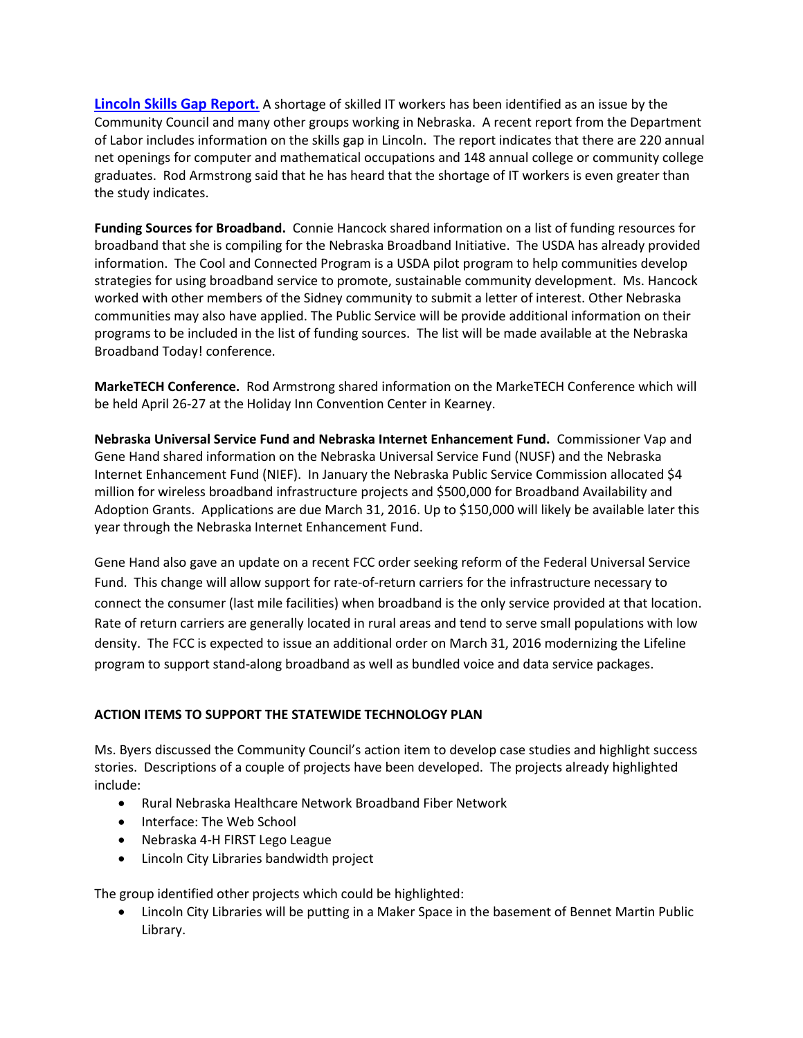**Lincoln Skills Gap Report.** A shortage of skilled IT workers has been identified as an issue by the Community Council and many other groups working in Nebraska. A recent report from the Department of Labor includes information on the skills gap in Lincoln. The report indicates that there are 220 annual net openings for computer and mathematical occupations and 148 annual college or community college graduates. Rod Armstrong said that he has heard that the shortage of IT workers is even greater than the study indicates.

**Funding Sources for Broadband.** Connie Hancock shared information on a list of funding resources for broadband that she is compiling for the Nebraska Broadband Initiative. The USDA has already provided information. The Cool and Connected Program is a USDA pilot program to help communities develop strategies for using broadband service to promote, sustainable community development. Ms. Hancock worked with other members of the Sidney community to submit a letter of interest. Other Nebraska communities may also have applied. The Public Service will be provide additional information on their programs to be included in the list of funding sources. The list will be made available at the Nebraska Broadband Today! conference.

**MarkeTECH Conference.** Rod Armstrong shared information on the MarkeTECH Conference which will be held April 26-27 at the Holiday Inn Convention Center in Kearney.

**Nebraska Universal Service Fund and Nebraska Internet Enhancement Fund.** Commissioner Vap and Gene Hand shared information on the Nebraska Universal Service Fund (NUSF) and the Nebraska Internet Enhancement Fund (NIEF). In January the Nebraska Public Service Commission allocated $4 million for wireless broadband infrastructure projects and $500,000 for Broadband Availability and Adoption Grants. Applications are due March 31, 2016. Up to $150,000 will likely be available later this year through the Nebraska Internet Enhancement Fund.

Gene Hand also gave an update on a recent FCC order seeking reform of the Federal Universal Service Fund. This change will allow support for rate-of-return carriers for the infrastructure necessary to connect the consumer (last mile facilities) when broadband is the only service provided at that location. Rate of return carriers are generally located in rural areas and tend to serve small populations with low density. The FCC is expected to issue an additional order on March 31, 2016 modernizing the Lifeline program to support stand-along broadband as well as bundled voice and data service packages.

**ACTION ITEMS TO SUPPORT THE STATEWIDE TECHNOLOGY PLAN**

Ms. Byers discussed the Community Council's action item to develop case studies and highlight success stories. Descriptions of a couple of projects have been developed. The projects already highlighted include:

- Rural Nebraska Healthcare Network Broadband Fiber Network
- Interface: The Web School
- Nebraska 4-H FIRST Lego League
- Lincoln City Libraries bandwidth project

The group identified other projects which could be highlighted:

- Lincoln City Libraries will be putting in a Maker Space in the basement of Bennet Martin Public Library.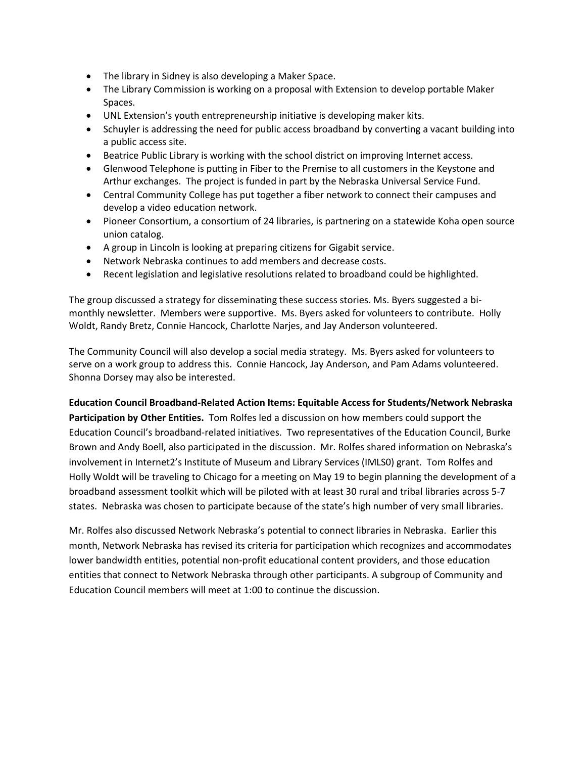- The library in Sidney is also developing a Maker Space.
- The Library Commission is working on a proposal with Extension to develop portable Maker Spaces.
- UNL Extension's youth entrepreneurship initiative is developing maker kits.
- Schuyler is addressing the need for public access broadband by converting a vacant building into a public access site.
- Beatrice Public Library is working with the school district on improving Internet access.
- Glenwood Telephone is putting in Fiber to the Premise to all customers in the Keystone and Arthur exchanges. The project is funded in part by the Nebraska Universal Service Fund.
- Central Community College has put together a fiber network to connect their campuses and develop a video education network.
- Pioneer Consortium, a consortium of 24 libraries, is partnering on a statewide Koha open source union catalog.
- A group in Lincoln is looking at preparing citizens for Gigabit service.
- Network Nebraska continues to add members and decrease costs.
- Recent legislation and legislative resolutions related to broadband could be highlighted.

The group discussed a strategy for disseminating these success stories. Ms. Byers suggested a bi-monthly newsletter. Members were supportive. Ms. Byers asked for volunteers to contribute. Holly Woldt, Randy Bretz, Connie Hancock, Charlotte Narjes, and Jay Anderson volunteered.

The Community Council will also develop a social media strategy. Ms. Byers asked for volunteers to serve on a work group to address this. Connie Hancock, Jay Anderson, and Pam Adams volunteered. Shonna Dorsey may also be interested.

**Education Council Broadband-Related Action Items: Equitable Access for Students/Network Nebraska Participation by Other Entities.** Tom Rolfes led a discussion on how members could support the Education Council's broadband-related initiatives. Two representatives of the Education Council, Burke Brown and Andy Boell, also participated in the discussion. Mr. Rolfes shared information on Nebraska's involvement in Internet2's Institute of Museum and Library Services (IMLS0) grant. Tom Rolfes and Holly Woldt will be traveling to Chicago for a meeting on May 19 to begin planning the development of a broadband assessment toolkit which will be piloted with at least 30 rural and tribal libraries across 5-7 states. Nebraska was chosen to participate because of the state's high number of very small libraries.

Mr. Rolfes also discussed Network Nebraska's potential to connect libraries in Nebraska. Earlier this month, Network Nebraska has revised its criteria for participation which recognizes and accommodates lower bandwidth entities, potential non-profit educational content providers, and those education entities that connect to Network Nebraska through other participants. A subgroup of Community and Education Council members will meet at 1:00 to continue the discussion.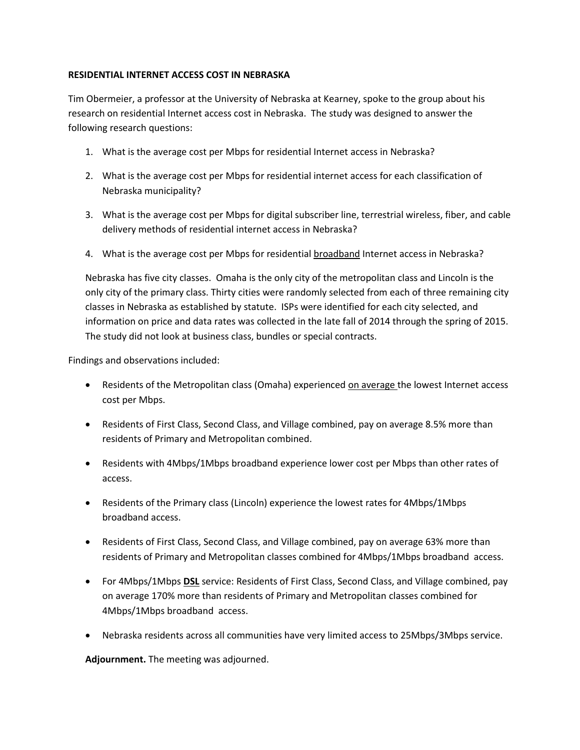**RESIDENTIAL INTERNET ACCESS COST IN NEBRASKA**

Tim Obermeier, a professor at the University of Nebraska at Kearney, spoke to the group about his research on residential Internet access cost in Nebraska. The study was designed to answer the following research questions:

1. What is the average cost per Mbps for residential Internet access in Nebraska?
2. What is the average cost per Mbps for residential internet access for each classification of Nebraska municipality?
3. What is the average cost per Mbps for digital subscriber line, terrestrial wireless, fiber, and cable delivery methods of residential internet access in Nebraska?
4. What is the average cost per Mbps for residential <u>broadband</u> Internet access in Nebraska?

Nebraska has five city classes. Omaha is the only city of the metropolitan class and Lincoln is the only city of the primary class. Thirty cities were randomly selected from each of three remaining city classes in Nebraska as established by statute. ISPs were identified for each city selected, and information on price and data rates was collected in the late fall of 2014 through the spring of 2015. The study did not look at business class, bundles or special contracts.

Findings and observations included:

- Residents of the Metropolitan class (Omaha) experienced <u>on average</u> the lowest Internet access cost per Mbps.
- Residents of First Class, Second Class, and Village combined, pay on average 8.5% more than residents of Primary and Metropolitan combined.
- Residents with 4Mbps/1Mbps broadband experience lower cost per Mbps than other rates of access.
- Residents of the Primary class (Lincoln) experience the lowest rates for 4Mbps/1Mbps broadband access.
- Residents of First Class, Second Class, and Village combined, pay on average 63% more than residents of Primary and Metropolitan classes combined for 4Mbps/1Mbps broadband access.
- For 4Mbps/1Mbps **<u>DSL</u>** service: Residents of First Class, Second Class, and Village combined, pay on average 170% more than residents of Primary and Metropolitan classes combined for 4Mbps/1Mbps broadband access.
- Nebraska residents across all communities have very limited access to 25Mbps/3Mbps service.

**Adjournment.** The meeting was adjourned.